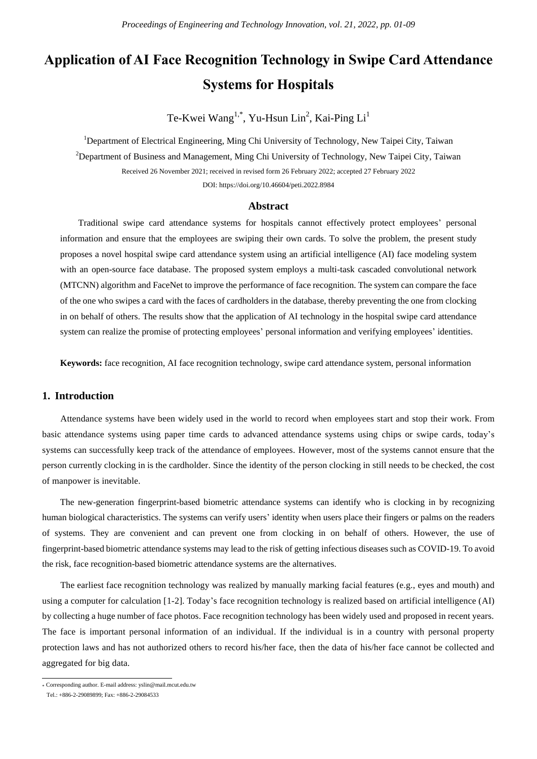# Application of AI Face Recognition Technology in Swipe Card Attendance Systems for Hospitals

Te-Kwei Wang[1,*], Yu-Hsun Lin[2], Kai-Ping Li[1]

[1]Department of Electrical Engineering, Ming Chi University of Technology, New Taipei City, Taiwan

[2]Department of Business and Management, Ming Chi University of Technology, New Taipei City, Taiwan

Received 26 November 2021; received in revised form 26 February 2022; accepted 27 February 2022

DOI: https://doi.org/10.46604/peti.2022.8984

## Abstract

Traditional swipe card attendance systems for hospitals cannot effectively protect employees' personal information and ensure that the employees are swiping their own cards. To solve the problem, the present study proposes a novel hospital swipe card attendance system using an artificial intelligence (AI) face modeling system with an open-source face database. The proposed system employs a multi-task cascaded convolutional network (MTCNN) algorithm and FaceNet to improve the performance of face recognition. The system can compare the face of the one who swipes a card with the faces of cardholders in the database, thereby preventing the one from clocking in on behalf of others. The results show that the application of AI technology in the hospital swipe card attendance system can realize the promise of protecting employees' personal information and verifying employees' identities.

**Keywords:** face recognition, AI face recognition technology, swipe card attendance system, personal information

## 1. Introduction

Attendance systems have been widely used in the world to record when employees start and stop their work. From basic attendance systems using paper time cards to advanced attendance systems using chips or swipe cards, today's systems can successfully keep track of the attendance of employees. However, most of the systems cannot ensure that the person currently clocking in is the cardholder. Since the identity of the person clocking in still needs to be checked, the cost of manpower is inevitable.

The new-generation fingerprint-based biometric attendance systems can identify who is clocking in by recognizing human biological characteristics. The systems can verify users' identity when users place their fingers or palms on the readers of systems. They are convenient and can prevent one from clocking in on behalf of others. However, the use of fingerprint-based biometric attendance systems may lead to the risk of getting infectious diseases such as COVID-19. To avoid the risk, face recognition-based biometric attendance systems are the alternatives.

The earliest face recognition technology was realized by manually marking facial features (e.g., eyes and mouth) and using a computer for calculation [1-2]. Today's face recognition technology is realized based on artificial intelligence (AI) by collecting a huge number of face photos. Face recognition technology has been widely used and proposed in recent years. The face is important personal information of an individual. If the individual is in a country with personal property protection laws and has not authorized others to record his/her face, then the data of his/her face cannot be collected and aggregated for big data.

* Corresponding author. E-mail address: yslin@mail.mcut.edu.tw
Tel.: +886-2-29089899; Fax: +886-2-29084533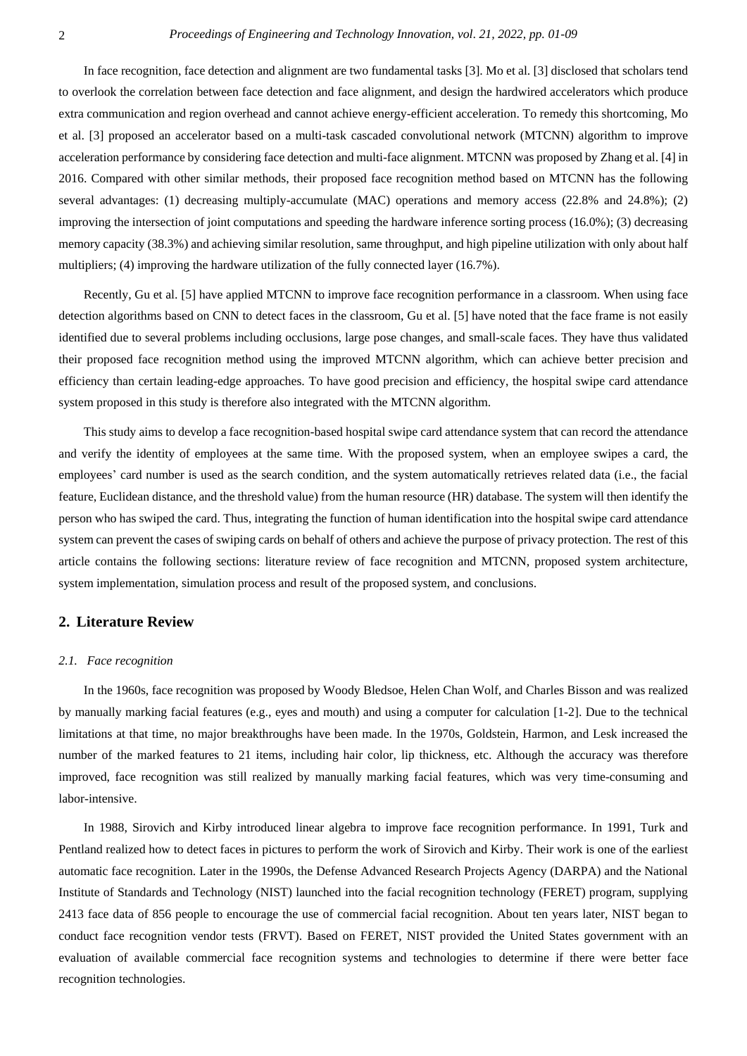In face recognition, face detection and alignment are two fundamental tasks [3]. Mo et al. [3] disclosed that scholars tend to overlook the correlation between face detection and face alignment, and design the hardwired accelerators which produce extra communication and region overhead and cannot achieve energy-efficient acceleration. To remedy this shortcoming, Mo et al. [3] proposed an accelerator based on a multi-task cascaded convolutional network (MTCNN) algorithm to improve acceleration performance by considering face detection and multi-face alignment. MTCNN was proposed by Zhang et al. [4] in 2016. Compared with other similar methods, their proposed face recognition method based on MTCNN has the following several advantages: (1) decreasing multiply-accumulate (MAC) operations and memory access (22.8% and 24.8%); (2) improving the intersection of joint computations and speeding the hardware inference sorting process (16.0%); (3) decreasing memory capacity (38.3%) and achieving similar resolution, same throughput, and high pipeline utilization with only about half multipliers; (4) improving the hardware utilization of the fully connected layer (16.7%).

Recently, Gu et al. [5] have applied MTCNN to improve face recognition performance in a classroom. When using face detection algorithms based on CNN to detect faces in the classroom, Gu et al. [5] have noted that the face frame is not easily identified due to several problems including occlusions, large pose changes, and small-scale faces. They have thus validated their proposed face recognition method using the improved MTCNN algorithm, which can achieve better precision and efficiency than certain leading-edge approaches. To have good precision and efficiency, the hospital swipe card attendance system proposed in this study is therefore also integrated with the MTCNN algorithm.

This study aims to develop a face recognition-based hospital swipe card attendance system that can record the attendance and verify the identity of employees at the same time. With the proposed system, when an employee swipes a card, the employees' card number is used as the search condition, and the system automatically retrieves related data (i.e., the facial feature, Euclidean distance, and the threshold value) from the human resource (HR) database. The system will then identify the person who has swiped the card. Thus, integrating the function of human identification into the hospital swipe card attendance system can prevent the cases of swiping cards on behalf of others and achieve the purpose of privacy protection. The rest of this article contains the following sections: literature review of face recognition and MTCNN, proposed system architecture, system implementation, simulation process and result of the proposed system, and conclusions.

## 2. Literature Review

### *2.1. Face recognition*

In the 1960s, face recognition was proposed by Woody Bledsoe, Helen Chan Wolf, and Charles Bisson and was realized by manually marking facial features (e.g., eyes and mouth) and using a computer for calculation [1-2]. Due to the technical limitations at that time, no major breakthroughs have been made. In the 1970s, Goldstein, Harmon, and Lesk increased the number of the marked features to 21 items, including hair color, lip thickness, etc. Although the accuracy was therefore improved, face recognition was still realized by manually marking facial features, which was very time-consuming and labor-intensive.

In 1988, Sirovich and Kirby introduced linear algebra to improve face recognition performance. In 1991, Turk and Pentland realized how to detect faces in pictures to perform the work of Sirovich and Kirby. Their work is one of the earliest automatic face recognition. Later in the 1990s, the Defense Advanced Research Projects Agency (DARPA) and the National Institute of Standards and Technology (NIST) launched into the facial recognition technology (FERET) program, supplying 2413 face data of 856 people to encourage the use of commercial facial recognition. About ten years later, NIST began to conduct face recognition vendor tests (FRVT). Based on FERET, NIST provided the United States government with an evaluation of available commercial face recognition systems and technologies to determine if there were better face recognition technologies.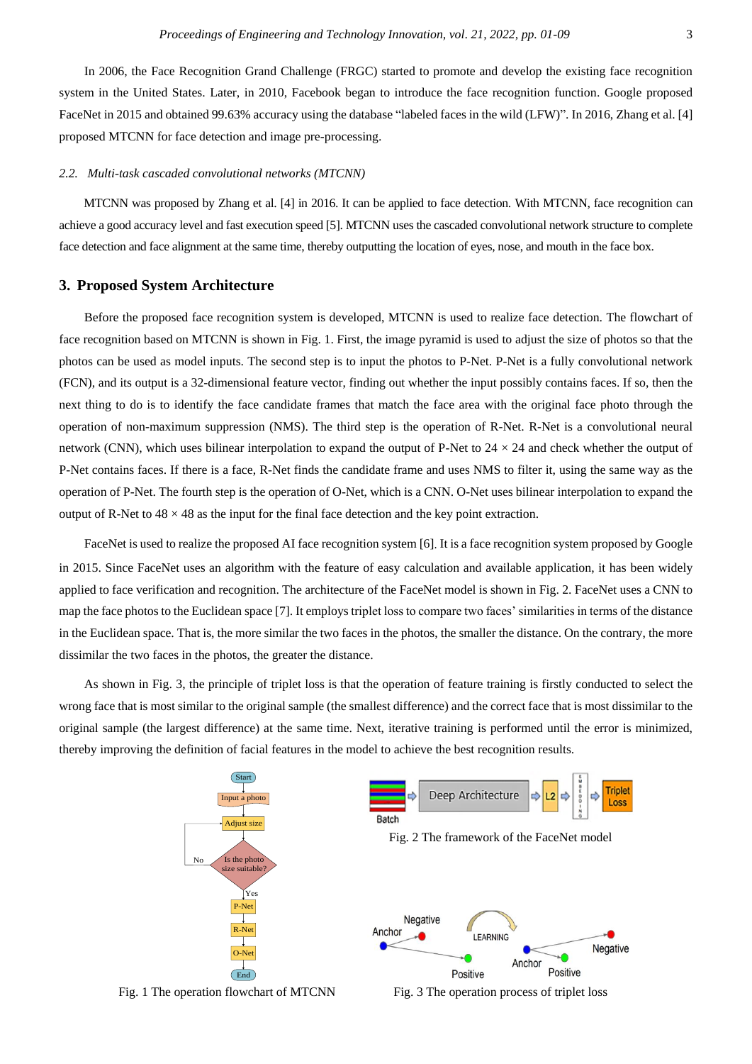In 2006, the Face Recognition Grand Challenge (FRGC) started to promote and develop the existing face recognition system in the United States. Later, in 2010, Facebook began to introduce the face recognition function. Google proposed FaceNet in 2015 and obtained 99.63% accuracy using the database "labeled faces in the wild (LFW)". In 2016, Zhang et al. [4] proposed MTCNN for face detection and image pre-processing.

### 2.2. Multi-task cascaded convolutional networks (MTCNN)

MTCNN was proposed by Zhang et al. [4] in 2016. It can be applied to face detection. With MTCNN, face recognition can achieve a good accuracy level and fast execution speed [5]. MTCNN uses the cascaded convolutional network structure to complete face detection and face alignment at the same time, thereby outputting the location of eyes, nose, and mouth in the face box.

## 3. Proposed System Architecture

Before the proposed face recognition system is developed, MTCNN is used to realize face detection. The flowchart of face recognition based on MTCNN is shown in Fig. 1. First, the image pyramid is used to adjust the size of photos so that the photos can be used as model inputs. The second step is to input the photos to P-Net. P-Net is a fully convolutional network (FCN), and its output is a 32-dimensional feature vector, finding out whether the input possibly contains faces. If so, then the next thing to do is to identify the face candidate frames that match the face area with the original face photo through the operation of non-maximum suppression (NMS). The third step is the operation of R-Net. R-Net is a convolutional neural network (CNN), which uses bilinear interpolation to expand the output of P-Net to $24 \times 24$ and check whether the output of P-Net contains faces. If there is a face, R-Net finds the candidate frame and uses NMS to filter it, using the same way as the operation of P-Net. The fourth step is the operation of O-Net, which is a CNN. O-Net uses bilinear interpolation to expand the output of R-Net to $48 \times 48$ as the input for the final face detection and the key point extraction.

FaceNet is used to realize the proposed AI face recognition system [6]. It is a face recognition system proposed by Google in 2015. Since FaceNet uses an algorithm with the feature of easy calculation and available application, it has been widely applied to face verification and recognition. The architecture of the FaceNet model is shown in Fig. 2. FaceNet uses a CNN to map the face photos to the Euclidean space [7]. It employs triplet loss to compare two faces' similarities in terms of the distance in the Euclidean space. That is, the more similar the two faces in the photos, the smaller the distance. On the contrary, the more dissimilar the two faces in the photos, the greater the distance.

As shown in Fig. 3, the principle of triplet loss is that the operation of feature training is firstly conducted to select the wrong face that is most similar to the original sample (the smallest difference) and the correct face that is most dissimilar to the original sample (the largest difference) at the same time. Next, iterative training is performed until the error is minimized, thereby improving the definition of facial features in the model to achieve the best recognition results.

Fig. 1 The operation flowchart of MTCNN

Fig. 2 The framework of the FaceNet model

Fig. 3 The operation process of triplet loss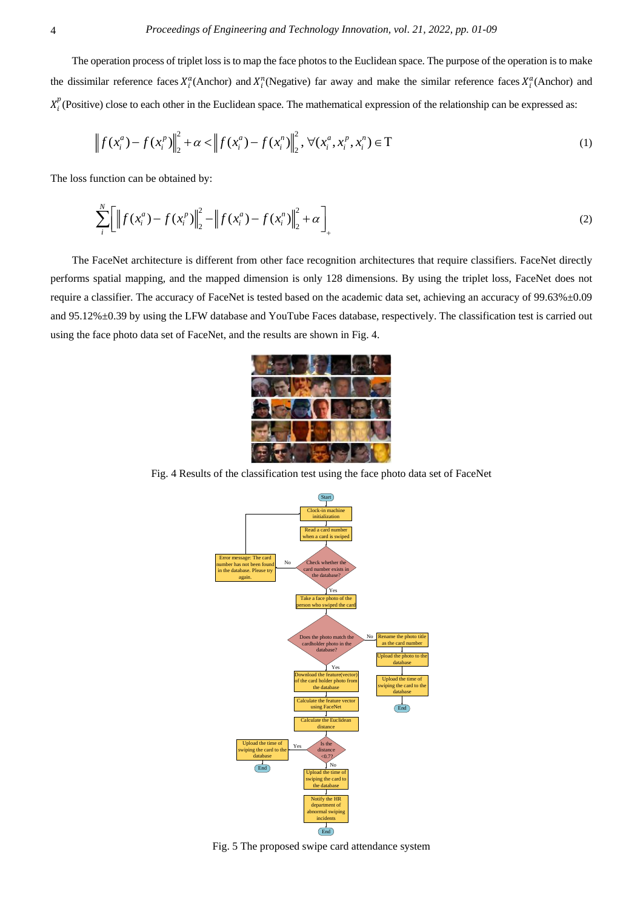The operation process of triplet loss is to map the face photos to the Euclidean space. The purpose of the operation is to make the dissimilar reference faces $X_i^a$(Anchor) and $X_i^n$(Negative) far away and make the similar reference faces $X_i^a$(Anchor) and $X_i^p$(Positive) close to each other in the Euclidean space. The mathematical expression of the relationship can be expressed as:

$$\left\| f(x_i^a) - f(x_i^p) \right\|_2^2 + \alpha < \left\| f(x_i^a) - f(x_i^n) \right\|_2^2, \forall (x_i^a, x_i^p, x_i^n) \in \mathrm{T} \tag{1}$$

The loss function can be obtained by:

$$\sum_i^N \left[ \left\| f(x_i^a) - f(x_i^p) \right\|_2^2 - \left\| f(x_i^a) - f(x_i^n) \right\|_2^2 + \alpha \right]_+ \tag{2}$$

The FaceNet architecture is different from other face recognition architectures that require classifiers. FaceNet directly performs spatial mapping, and the mapped dimension is only 128 dimensions. By using the triplet loss, FaceNet does not require a classifier. The accuracy of FaceNet is tested based on the academic data set, achieving an accuracy of 99.63%±0.09 and 95.12%±0.39 by using the LFW database and YouTube Faces database, respectively. The classification test is carried out using the face photo data set of FaceNet, and the results are shown in Fig. 4.

Fig. 4 Results of the classification test using the face photo data set of FaceNet

Fig. 5 The proposed swipe card attendance system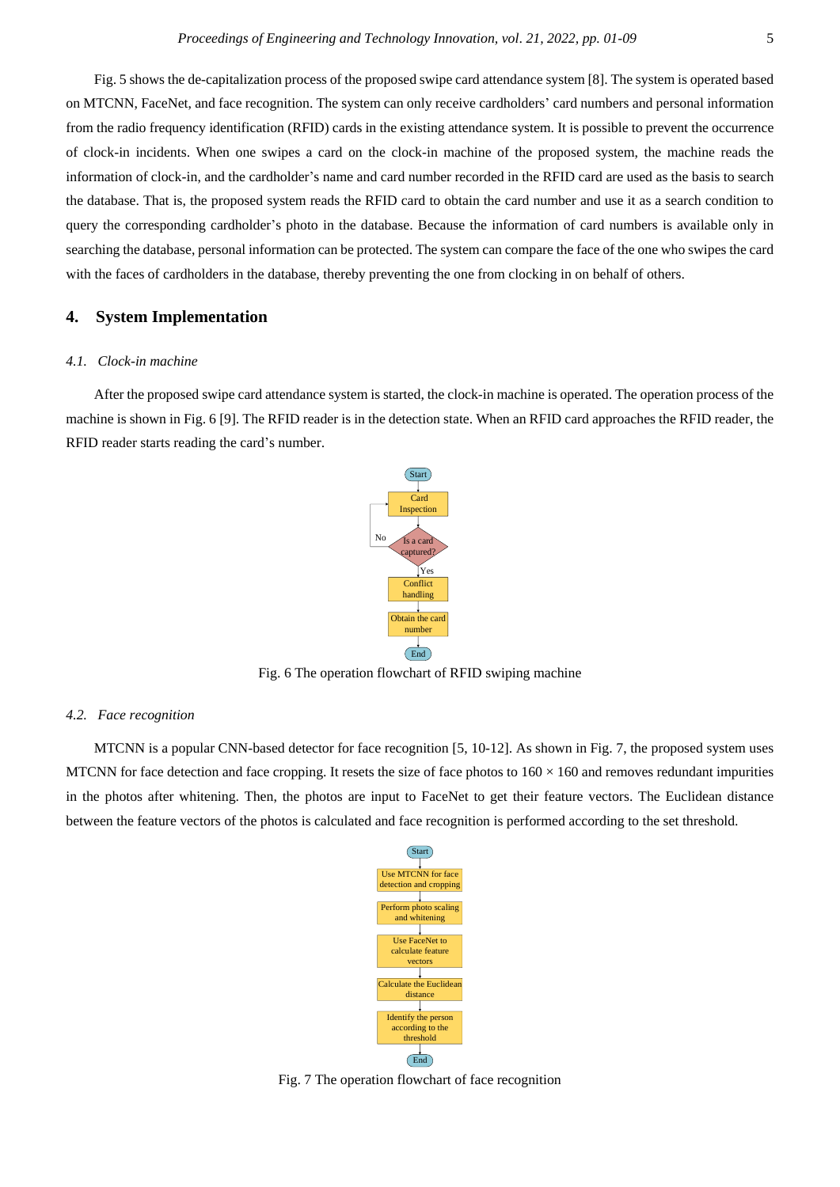Fig. 5 shows the de-capitalization process of the proposed swipe card attendance system [8]. The system is operated based on MTCNN, FaceNet, and face recognition. The system can only receive cardholders' card numbers and personal information from the radio frequency identification (RFID) cards in the existing attendance system. It is possible to prevent the occurrence of clock-in incidents. When one swipes a card on the clock-in machine of the proposed system, the machine reads the information of clock-in, and the cardholder's name and card number recorded in the RFID card are used as the basis to search the database. That is, the proposed system reads the RFID card to obtain the card number and use it as a search condition to query the corresponding cardholder's photo in the database. Because the information of card numbers is available only in searching the database, personal information can be protected. The system can compare the face of the one who swipes the card with the faces of cardholders in the database, thereby preventing the one from clocking in on behalf of others.

## 4. System Implementation

### *4.1. Clock-in machine*

After the proposed swipe card attendance system is started, the clock-in machine is operated. The operation process of the machine is shown in Fig. 6 [9]. The RFID reader is in the detection state. When an RFID card approaches the RFID reader, the RFID reader starts reading the card's number.

Fig. 6 The operation flowchart of RFID swiping machine

### *4.2. Face recognition*

MTCNN is a popular CNN-based detector for face recognition [5, 10-12]. As shown in Fig. 7, the proposed system uses MTCNN for face detection and face cropping. It resets the size of face photos to $160 \times 160$ and removes redundant impurities in the photos after whitening. Then, the photos are input to FaceNet to get their feature vectors. The Euclidean distance between the feature vectors of the photos is calculated and face recognition is performed according to the set threshold.

Fig. 7 The operation flowchart of face recognition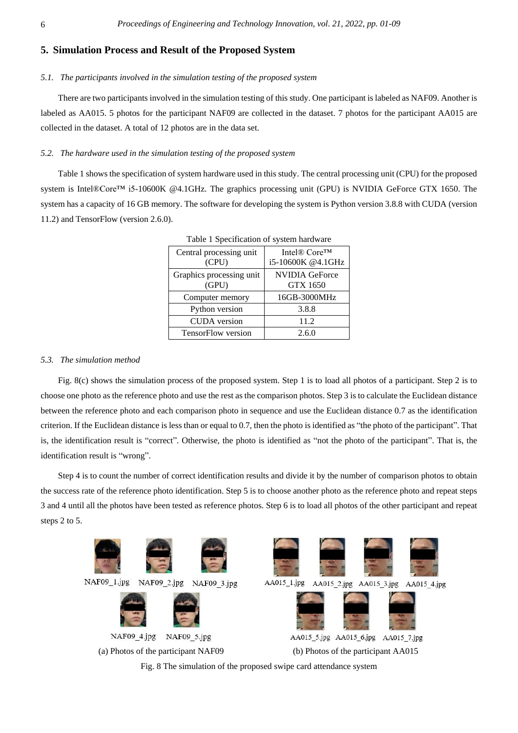## 5. Simulation Process and Result of the Proposed System

### *5.1. The participants involved in the simulation testing of the proposed system*

There are two participants involved in the simulation testing of this study. One participant is labeled as NAF09. Another is labeled as AA015. 5 photos for the participant NAF09 are collected in the dataset. 7 photos for the participant AA015 are collected in the dataset. A total of 12 photos are in the data set.

### *5.2. The hardware used in the simulation testing of the proposed system*

Table 1 shows the specification of system hardware used in this study. The central processing unit (CPU) for the proposed system is Intel®Core™ i5-10600K @4.1GHz. The graphics processing unit (GPU) is NVIDIA GeForce GTX 1650. The system has a capacity of 16 GB memory. The software for developing the system is Python version 3.8.8 with CUDA (version 11.2) and TensorFlow (version 2.6.0).

Table 1 Specification of system hardware

| Central processing unit (CPU) | Intel® Core™ i5-10600K @4.1GHz |
|---|---|
| Graphics processing unit (GPU) | NVIDIA GeForce GTX 1650 |
| Computer memory | 16GB-3000MHz |
| Python version | 3.8.8 |
| CUDA version | 11.2 |
| TensorFlow version | 2.6.0 |

### *5.3. The simulation method*

Fig. 8(c) shows the simulation process of the proposed system. Step 1 is to load all photos of a participant. Step 2 is to choose one photo as the reference photo and use the rest as the comparison photos. Step 3 is to calculate the Euclidean distance between the reference photo and each comparison photo in sequence and use the Euclidean distance 0.7 as the identification criterion. If the Euclidean distance is less than or equal to 0.7, then the photo is identified as "the photo of the participant". That is, the identification result is "correct". Otherwise, the photo is identified as "not the photo of the participant". That is, the identification result is "wrong".

Step 4 is to count the number of correct identification results and divide it by the number of comparison photos to obtain the success rate of the reference photo identification. Step 5 is to choose another photo as the reference photo and repeat steps 3 and 4 until all the photos have been tested as reference photos. Step 6 is to load all photos of the other participant and repeat steps 2 to 5.

NAF09_1.jpg NAF09_2.jpg NAF09_3.jpg NAF09_4.jpg NAF09_5.jpg

(a) Photos of the participant NAF09

AA015_1.jpg AA015_2.jpg AA015_3.jpg AA015_4.jpg AA015_5.jpg AA015_6.jpg AA015_7.jpg

(b) Photos of the participant AA015

Fig. 8 The simulation of the proposed swipe card attendance system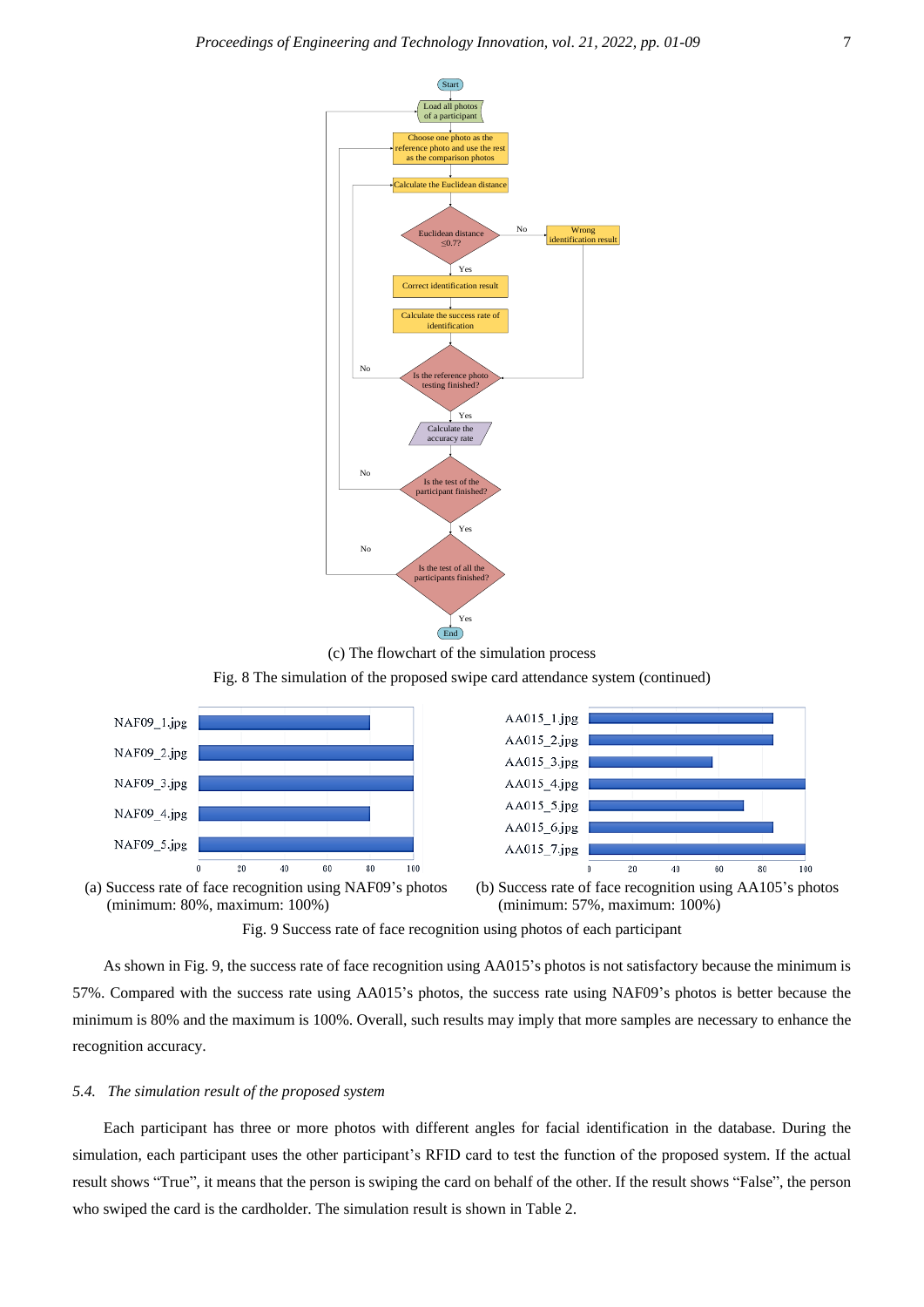(c) The flowchart of the simulation process

Fig. 8 The simulation of the proposed swipe card attendance system (continued)

(a) Success rate of face recognition using NAF09's photos (minimum: 80%, maximum: 100%)

(b) Success rate of face recognition using AA105's photos (minimum: 57%, maximum: 100%)

Fig. 9 Success rate of face recognition using photos of each participant

As shown in Fig. 9, the success rate of face recognition using AA015's photos is not satisfactory because the minimum is 57%. Compared with the success rate using AA015's photos, the success rate using NAF09's photos is better because the minimum is 80% and the maximum is 100%. Overall, such results may imply that more samples are necessary to enhance the recognition accuracy.

### *5.4. The simulation result of the proposed system*

Each participant has three or more photos with different angles for facial identification in the database. During the simulation, each participant uses the other participant's RFID card to test the function of the proposed system. If the actual result shows "True", it means that the person is swiping the card on behalf of the other. If the result shows "False", the person who swiped the card is the cardholder. The simulation result is shown in Table 2.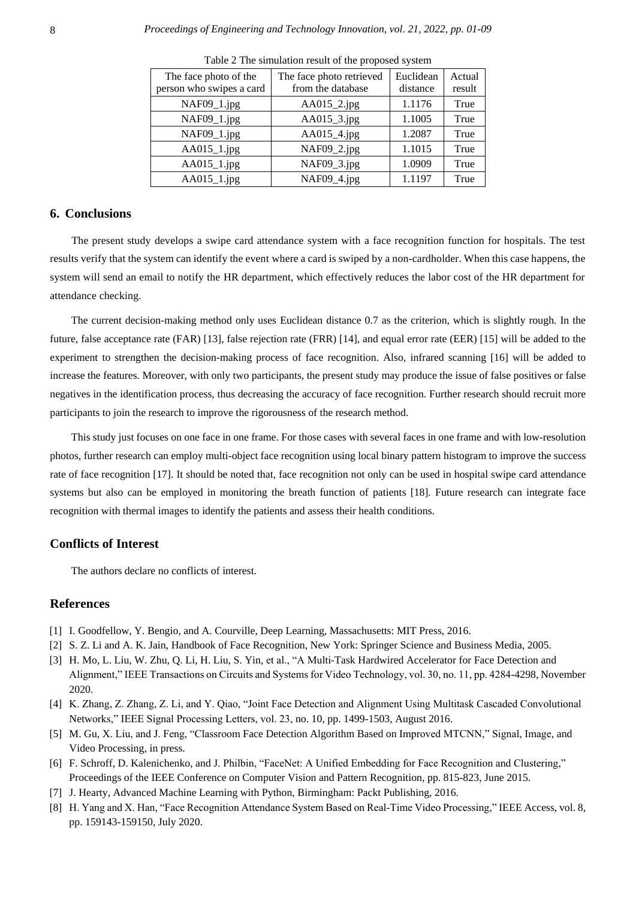Table 2 The simulation result of the proposed system

| The face photo of the person who swipes a card | The face photo retrieved from the database | Euclidean distance | Actual result |
|---|---|---|---|
| NAF09_1.jpg | AA015_2.jpg | 1.1176 | True |
| NAF09_1.jpg | AA015_3.jpg | 1.1005 | True |
| NAF09_1.jpg | AA015_4.jpg | 1.2087 | True |
| AA015_1.jpg | NAF09_2.jpg | 1.1015 | True |
| AA015_1.jpg | NAF09_3.jpg | 1.0909 | True |
| AA015_1.jpg | NAF09_4.jpg | 1.1197 | True |

## 6. Conclusions

The present study develops a swipe card attendance system with a face recognition function for hospitals. The test results verify that the system can identify the event where a card is swiped by a non-cardholder. When this case happens, the system will send an email to notify the HR department, which effectively reduces the labor cost of the HR department for attendance checking.

The current decision-making method only uses Euclidean distance 0.7 as the criterion, which is slightly rough. In the future, false acceptance rate (FAR) [13], false rejection rate (FRR) [14], and equal error rate (EER) [15] will be added to the experiment to strengthen the decision-making process of face recognition. Also, infrared scanning [16] will be added to increase the features. Moreover, with only two participants, the present study may produce the issue of false positives or false negatives in the identification process, thus decreasing the accuracy of face recognition. Further research should recruit more participants to join the research to improve the rigorousness of the research method.

This study just focuses on one face in one frame. For those cases with several faces in one frame and with low-resolution photos, further research can employ multi-object face recognition using local binary pattern histogram to improve the success rate of face recognition [17]. It should be noted that, face recognition not only can be used in hospital swipe card attendance systems but also can be employed in monitoring the breath function of patients [18]. Future research can integrate face recognition with thermal images to identify the patients and assess their health conditions.

## Conflicts of Interest

The authors declare no conflicts of interest.

## References

[1] I. Goodfellow, Y. Bengio, and A. Courville, Deep Learning, Massachusetts: MIT Press, 2016.

[2] S. Z. Li and A. K. Jain, Handbook of Face Recognition, New York: Springer Science and Business Media, 2005.

[3] H. Mo, L. Liu, W. Zhu, Q. Li, H. Liu, S. Yin, et al., "A Multi-Task Hardwired Accelerator for Face Detection and Alignment," IEEE Transactions on Circuits and Systems for Video Technology, vol. 30, no. 11, pp. 4284-4298, November 2020.

[4] K. Zhang, Z. Zhang, Z. Li, and Y. Qiao, "Joint Face Detection and Alignment Using Multitask Cascaded Convolutional Networks," IEEE Signal Processing Letters, vol. 23, no. 10, pp. 1499-1503, August 2016.

[5] M. Gu, X. Liu, and J. Feng, "Classroom Face Detection Algorithm Based on Improved MTCNN," Signal, Image, and Video Processing, in press.

[6] F. Schroff, D. Kalenichenko, and J. Philbin, "FaceNet: A Unified Embedding for Face Recognition and Clustering," Proceedings of the IEEE Conference on Computer Vision and Pattern Recognition, pp. 815-823, June 2015.

[7] J. Hearty, Advanced Machine Learning with Python, Birmingham: Packt Publishing, 2016.

[8] H. Yang and X. Han, "Face Recognition Attendance System Based on Real-Time Video Processing," IEEE Access, vol. 8, pp. 159143-159150, July 2020.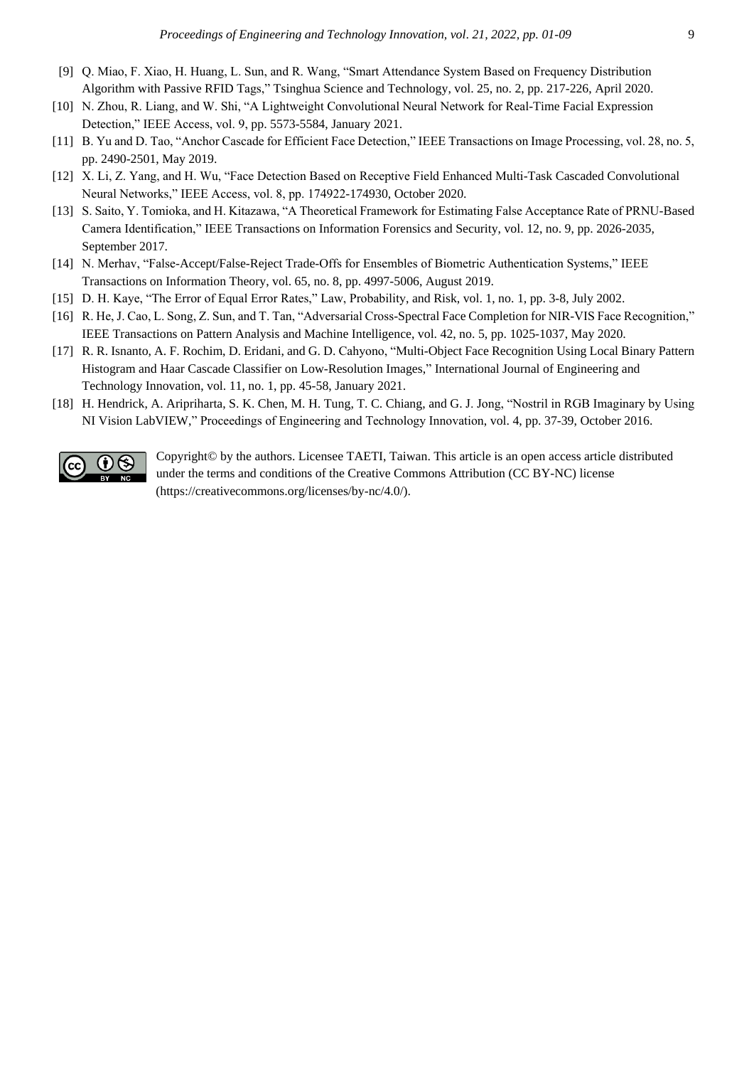[9] Q. Miao, F. Xiao, H. Huang, L. Sun, and R. Wang, "Smart Attendance System Based on Frequency Distribution Algorithm with Passive RFID Tags," Tsinghua Science and Technology, vol. 25, no. 2, pp. 217-226, April 2020.

[10] N. Zhou, R. Liang, and W. Shi, "A Lightweight Convolutional Neural Network for Real-Time Facial Expression Detection," IEEE Access, vol. 9, pp. 5573-5584, January 2021.

[11] B. Yu and D. Tao, "Anchor Cascade for Efficient Face Detection," IEEE Transactions on Image Processing, vol. 28, no. 5, pp. 2490-2501, May 2019.

[12] X. Li, Z. Yang, and H. Wu, "Face Detection Based on Receptive Field Enhanced Multi-Task Cascaded Convolutional Neural Networks," IEEE Access, vol. 8, pp. 174922-174930, October 2020.

[13] S. Saito, Y. Tomioka, and H. Kitazawa, "A Theoretical Framework for Estimating False Acceptance Rate of PRNU-Based Camera Identification," IEEE Transactions on Information Forensics and Security, vol. 12, no. 9, pp. 2026-2035, September 2017.

[14] N. Merhav, "False-Accept/False-Reject Trade-Offs for Ensembles of Biometric Authentication Systems," IEEE Transactions on Information Theory, vol. 65, no. 8, pp. 4997-5006, August 2019.

[15] D. H. Kaye, "The Error of Equal Error Rates," Law, Probability, and Risk, vol. 1, no. 1, pp. 3-8, July 2002.

[16] R. He, J. Cao, L. Song, Z. Sun, and T. Tan, "Adversarial Cross-Spectral Face Completion for NIR-VIS Face Recognition," IEEE Transactions on Pattern Analysis and Machine Intelligence, vol. 42, no. 5, pp. 1025-1037, May 2020.

[17] R. R. Isnanto, A. F. Rochim, D. Eridani, and G. D. Cahyono, "Multi-Object Face Recognition Using Local Binary Pattern Histogram and Haar Cascade Classifier on Low-Resolution Images," International Journal of Engineering and Technology Innovation, vol. 11, no. 1, pp. 45-58, January 2021.

[18] H. Hendrick, A. Aripriharta, S. K. Chen, M. H. Tung, T. C. Chiang, and G. J. Jong, "Nostril in RGB Imaginary by Using NI Vision LabVIEW," Proceedings of Engineering and Technology Innovation, vol. 4, pp. 37-39, October 2016.

Copyright© by the authors. Licensee TAETI, Taiwan. This article is an open access article distributed under the terms and conditions of the Creative Commons Attribution (CC BY-NC) license (https://creativecommons.org/licenses/by-nc/4.0/).